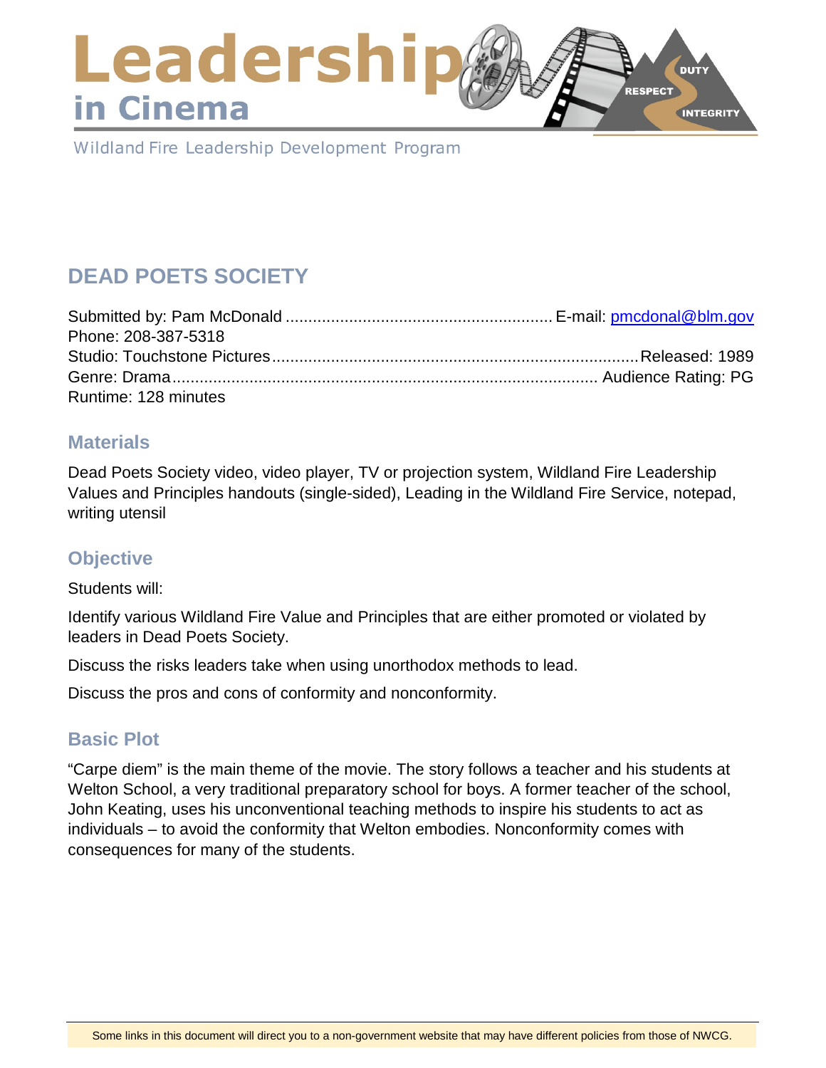# Leadership in Cinema

Wildland Fire Leadership Development Program

## DEAD POETS SOCIETY

Submitted by: Pam McDonald .......................................................... E-mail: pmcdonal@blm.gov
Phone: 208-387-5318
Studio: Touchstone Pictures ................................................................................. Released: 1989
Genre: Drama ............................................................................................ Audience Rating: PG
Runtime: 128 minutes

### Materials

Dead Poets Society video, video player, TV or projection system, Wildland Fire Leadership Values and Principles handouts (single-sided), Leading in the Wildland Fire Service, notepad, writing utensil

### Objective

Students will:

Identify various Wildland Fire Value and Principles that are either promoted or violated by leaders in Dead Poets Society.

Discuss the risks leaders take when using unorthodox methods to lead.

Discuss the pros and cons of conformity and nonconformity.

### Basic Plot

"Carpe diem" is the main theme of the movie. The story follows a teacher and his students at Welton School, a very traditional preparatory school for boys. A former teacher of the school, John Keating, uses his unconventional teaching methods to inspire his students to act as individuals – to avoid the conformity that Welton embodies. Nonconformity comes with consequences for many of the students.

Some links in this document will direct you to a non-government website that may have different policies from those of NWCG.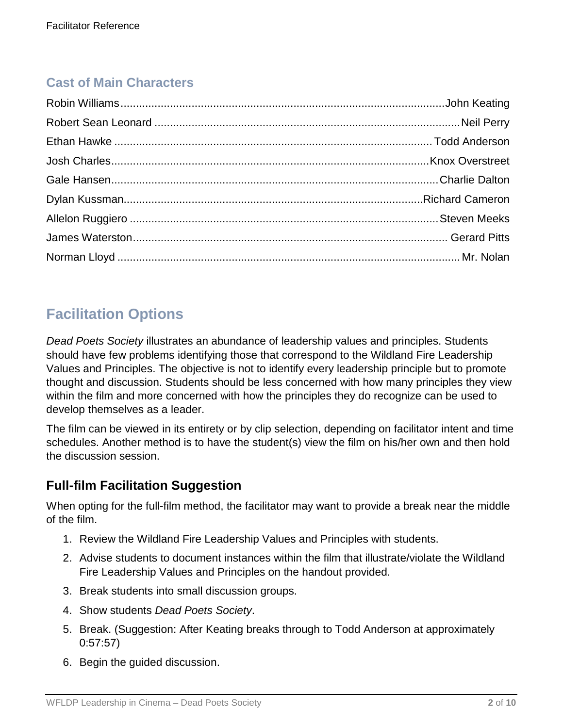## Cast of Main Characters

| | |
|---|---|
| Robin Williams | John Keating |
| Robert Sean Leonard | Neil Perry |
| Ethan Hawke | Todd Anderson |
| Josh Charles | Knox Overstreet |
| Gale Hansen | Charlie Dalton |
| Dylan Kussman | Richard Cameron |
| Allelon Ruggiero | Steven Meeks |
| James Waterston | Gerard Pitts |
| Norman Lloyd | Mr. Nolan |

# Facilitation Options

*Dead Poets Society* illustrates an abundance of leadership values and principles. Students should have few problems identifying those that correspond to the Wildland Fire Leadership Values and Principles. The objective is not to identify every leadership principle but to promote thought and discussion. Students should be less concerned with how many principles they view within the film and more concerned with how the principles they do recognize can be used to develop themselves as a leader.

The film can be viewed in its entirety or by clip selection, depending on facilitator intent and time schedules. Another method is to have the student(s) view the film on his/her own and then hold the discussion session.

### Full-film Facilitation Suggestion

When opting for the full-film method, the facilitator may want to provide a break near the middle of the film.

1. Review the Wildland Fire Leadership Values and Principles with students.
2. Advise students to document instances within the film that illustrate/violate the Wildland Fire Leadership Values and Principles on the handout provided.
3. Break students into small discussion groups.
4. Show students *Dead Poets Society*.
5. Break. (Suggestion: After Keating breaks through to Todd Anderson at approximately 0:57:57)
6. Begin the guided discussion.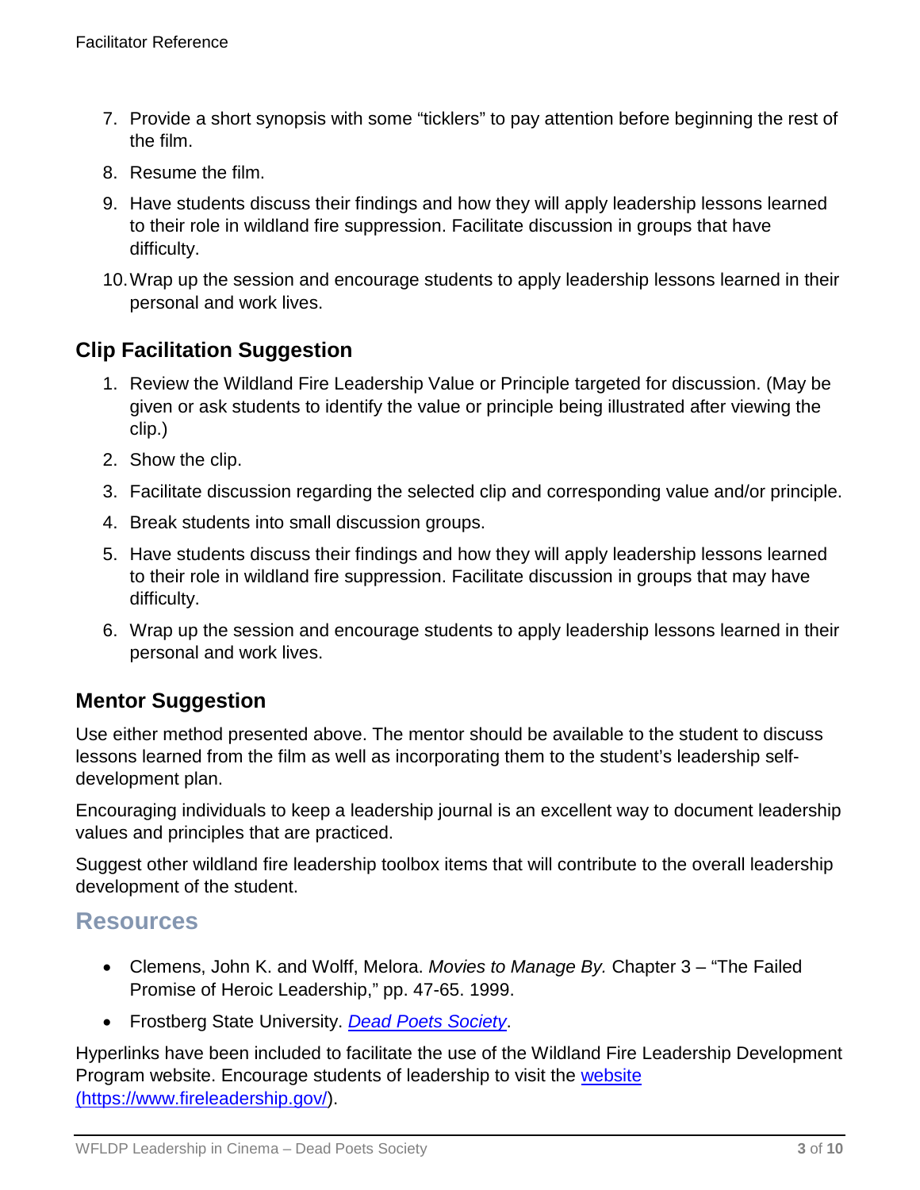7. Provide a short synopsis with some "ticklers" to pay attention before beginning the rest of the film.
8. Resume the film.
9. Have students discuss their findings and how they will apply leadership lessons learned to their role in wildland fire suppression. Facilitate discussion in groups that have difficulty.
10. Wrap up the session and encourage students to apply leadership lessons learned in their personal and work lives.

## Clip Facilitation Suggestion

1. Review the Wildland Fire Leadership Value or Principle targeted for discussion. (May be given or ask students to identify the value or principle being illustrated after viewing the clip.)
2. Show the clip.
3. Facilitate discussion regarding the selected clip and corresponding value and/or principle.
4. Break students into small discussion groups.
5. Have students discuss their findings and how they will apply leadership lessons learned to their role in wildland fire suppression. Facilitate discussion in groups that may have difficulty.
6. Wrap up the session and encourage students to apply leadership lessons learned in their personal and work lives.

## Mentor Suggestion

Use either method presented above. The mentor should be available to the student to discuss lessons learned from the film as well as incorporating them to the student's leadership self-development plan.

Encouraging individuals to keep a leadership journal is an excellent way to document leadership values and principles that are practiced.

Suggest other wildland fire leadership toolbox items that will contribute to the overall leadership development of the student.

# Resources

- Clemens, John K. and Wolff, Melora. *Movies to Manage By.* Chapter 3 – "The Failed Promise of Heroic Leadership," pp. 47-65. 1999.
- Frostberg State University. *Dead Poets Society*.

Hyperlinks have been included to facilitate the use of the Wildland Fire Leadership Development Program website. Encourage students of leadership to visit the website (https://www.fireleadership.gov/).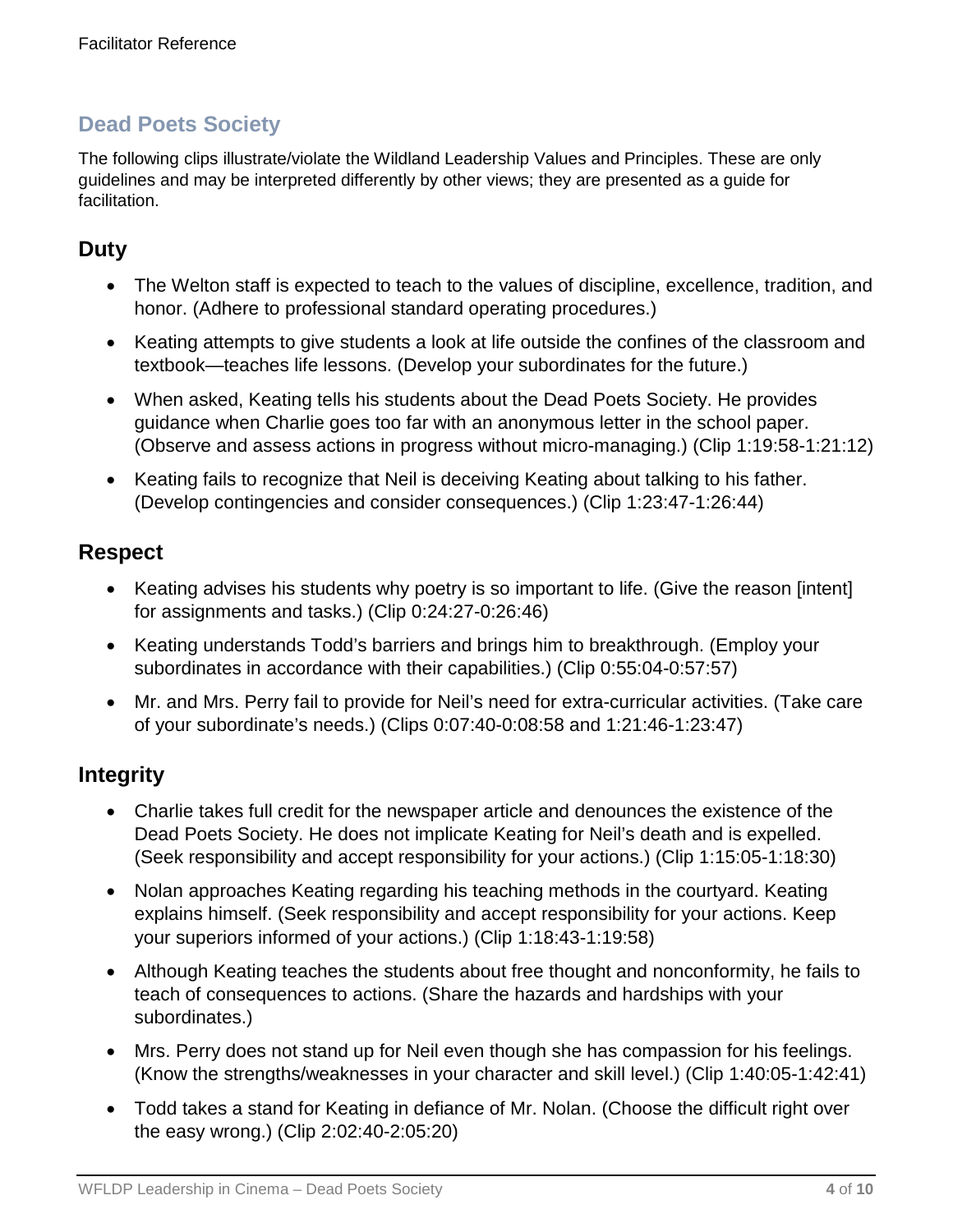## Dead Poets Society

The following clips illustrate/violate the Wildland Leadership Values and Principles. These are only guidelines and may be interpreted differently by other views; they are presented as a guide for facilitation.

### Duty

- The Welton staff is expected to teach to the values of discipline, excellence, tradition, and honor. (Adhere to professional standard operating procedures.)
- Keating attempts to give students a look at life outside the confines of the classroom and textbook—teaches life lessons. (Develop your subordinates for the future.)
- When asked, Keating tells his students about the Dead Poets Society. He provides guidance when Charlie goes too far with an anonymous letter in the school paper. (Observe and assess actions in progress without micro-managing.) (Clip 1:19:58-1:21:12)
- Keating fails to recognize that Neil is deceiving Keating about talking to his father. (Develop contingencies and consider consequences.) (Clip 1:23:47-1:26:44)

### Respect

- Keating advises his students why poetry is so important to life. (Give the reason [intent] for assignments and tasks.) (Clip 0:24:27-0:26:46)
- Keating understands Todd's barriers and brings him to breakthrough. (Employ your subordinates in accordance with their capabilities.) (Clip 0:55:04-0:57:57)
- Mr. and Mrs. Perry fail to provide for Neil's need for extra-curricular activities. (Take care of your subordinate's needs.) (Clips 0:07:40-0:08:58 and 1:21:46-1:23:47)

### Integrity

- Charlie takes full credit for the newspaper article and denounces the existence of the Dead Poets Society. He does not implicate Keating for Neil's death and is expelled. (Seek responsibility and accept responsibility for your actions.) (Clip 1:15:05-1:18:30)
- Nolan approaches Keating regarding his teaching methods in the courtyard. Keating explains himself. (Seek responsibility and accept responsibility for your actions. Keep your superiors informed of your actions.) (Clip 1:18:43-1:19:58)
- Although Keating teaches the students about free thought and nonconformity, he fails to teach of consequences to actions. (Share the hazards and hardships with your subordinates.)
- Mrs. Perry does not stand up for Neil even though she has compassion for his feelings. (Know the strengths/weaknesses in your character and skill level.) (Clip 1:40:05-1:42:41)
- Todd takes a stand for Keating in defiance of Mr. Nolan. (Choose the difficult right over the easy wrong.) (Clip 2:02:40-2:05:20)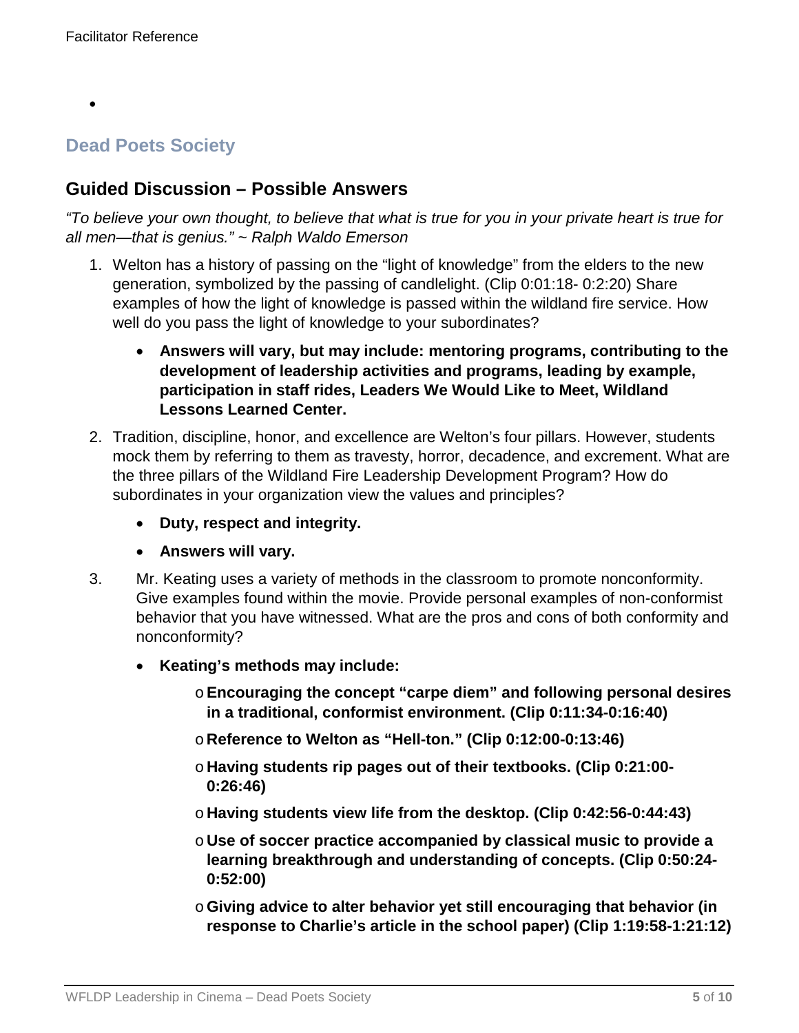## Dead Poets Society

## Guided Discussion – Possible Answers

*"To believe your own thought, to believe that what is true for you in your private heart is true for all men—that is genius." ~ Ralph Waldo Emerson*

1. Welton has a history of passing on the "light of knowledge" from the elders to the new generation, symbolized by the passing of candlelight. (Clip 0:01:18- 0:2:20) Share examples of how the light of knowledge is passed within the wildland fire service. How well do you pass the light of knowledge to your subordinates?

    - **Answers will vary, but may include: mentoring programs, contributing to the development of leadership activities and programs, leading by example, participation in staff rides, Leaders We Would Like to Meet, Wildland Lessons Learned Center.**

2. Tradition, discipline, honor, and excellence are Welton's four pillars. However, students mock them by referring to them as travesty, horror, decadence, and excrement. What are the three pillars of the Wildland Fire Leadership Development Program? How do subordinates in your organization view the values and principles?

    - **Duty, respect and integrity.**
    - **Answers will vary.**

3. Mr. Keating uses a variety of methods in the classroom to promote nonconformity. Give examples found within the movie. Provide personal examples of non-conformist behavior that you have witnessed. What are the pros and cons of both conformity and nonconformity?

    - **Keating's methods may include:**
        - **Encouraging the concept "carpe diem" and following personal desires in a traditional, conformist environment. (Clip 0:11:34-0:16:40)**
        - **Reference to Welton as "Hell-ton." (Clip 0:12:00-0:13:46)**
        - **Having students rip pages out of their textbooks. (Clip 0:21:00-0:26:46)**
        - **Having students view life from the desktop. (Clip 0:42:56-0:44:43)**
        - **Use of soccer practice accompanied by classical music to provide a learning breakthrough and understanding of concepts. (Clip 0:50:24-0:52:00)**
        - **Giving advice to alter behavior yet still encouraging that behavior (in response to Charlie's article in the school paper) (Clip 1:19:58-1:21:12)**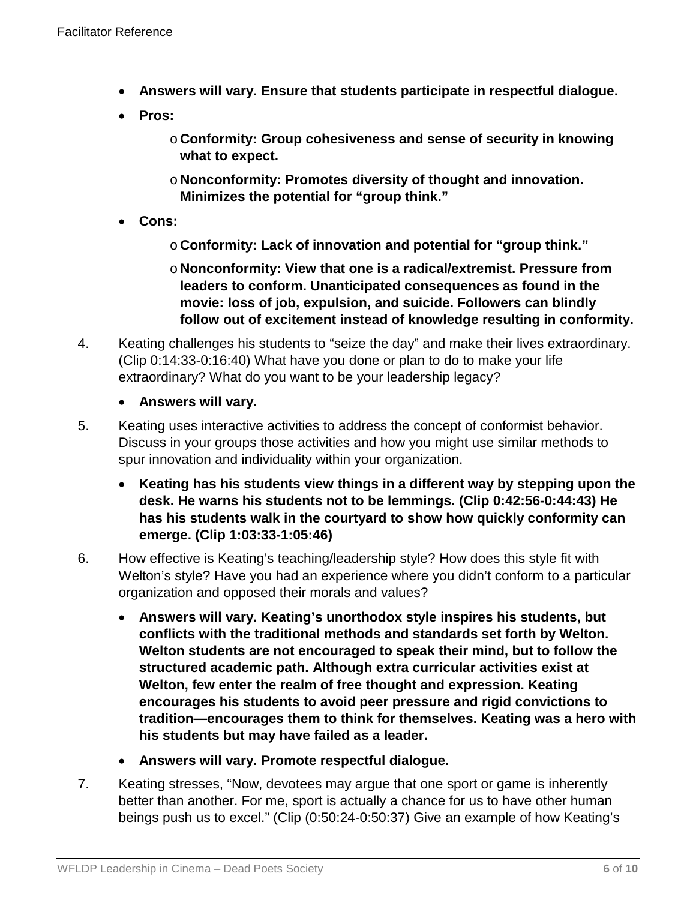- **Answers will vary. Ensure that students participate in respectful dialogue.**
- **Pros:**
  - **Conformity: Group cohesiveness and sense of security in knowing what to expect.**
  - **Nonconformity: Promotes diversity of thought and innovation. Minimizes the potential for "group think."**
- **Cons:**
  - **Conformity: Lack of innovation and potential for "group think."**
  - **Nonconformity: View that one is a radical/extremist. Pressure from leaders to conform. Unanticipated consequences as found in the movie: loss of job, expulsion, and suicide. Followers can blindly follow out of excitement instead of knowledge resulting in conformity.**

4. Keating challenges his students to "seize the day" and make their lives extraordinary. (Clip 0:14:33-0:16:40) What have you done or plan to do to make your life extraordinary? What do you want to be your leadership legacy?
   - **Answers will vary.**

5. Keating uses interactive activities to address the concept of conformist behavior. Discuss in your groups those activities and how you might use similar methods to spur innovation and individuality within your organization.
   - **Keating has his students view things in a different way by stepping upon the desk. He warns his students not to be lemmings. (Clip 0:42:56-0:44:43) He has his students walk in the courtyard to show how quickly conformity can emerge. (Clip 1:03:33-1:05:46)**

6. How effective is Keating's teaching/leadership style? How does this style fit with Welton's style? Have you had an experience where you didn't conform to a particular organization and opposed their morals and values?
   - **Answers will vary. Keating's unorthodox style inspires his students, but conflicts with the traditional methods and standards set forth by Welton. Welton students are not encouraged to speak their mind, but to follow the structured academic path. Although extra curricular activities exist at Welton, few enter the realm of free thought and expression. Keating encourages his students to avoid peer pressure and rigid convictions to tradition—encourages them to think for themselves. Keating was a hero with his students but may have failed as a leader.**
   - **Answers will vary. Promote respectful dialogue.**

7. Keating stresses, "Now, devotees may argue that one sport or game is inherently better than another. For me, sport is actually a chance for us to have other human beings push us to excel." (Clip (0:50:24-0:50:37) Give an example of how Keating's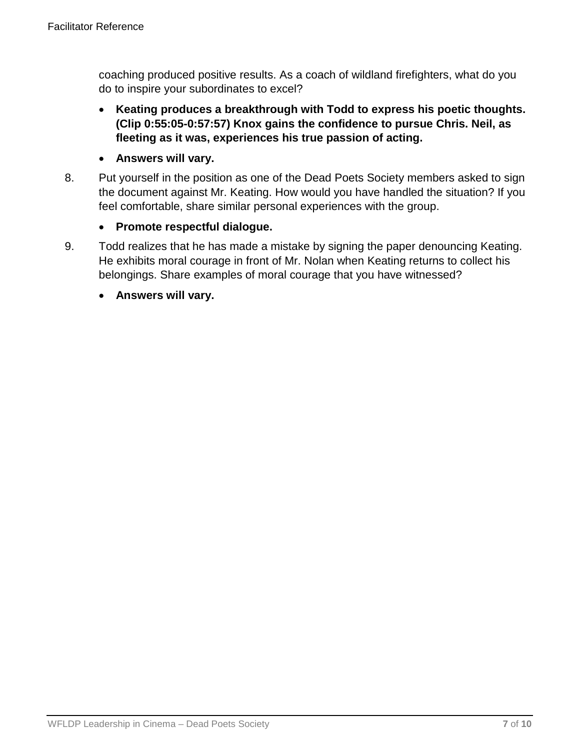coaching produced positive results. As a coach of wildland firefighters, what do you do to inspire your subordinates to excel?

- **Keating produces a breakthrough with Todd to express his poetic thoughts. (Clip 0:55:05-0:57:57) Knox gains the confidence to pursue Chris. Neil, as fleeting as it was, experiences his true passion of acting.**
- **Answers will vary.**

8. Put yourself in the position as one of the Dead Poets Society members asked to sign the document against Mr. Keating. How would you have handled the situation? If you feel comfortable, share similar personal experiences with the group.
   - **Promote respectful dialogue.**
9. Todd realizes that he has made a mistake by signing the paper denouncing Keating. He exhibits moral courage in front of Mr. Nolan when Keating returns to collect his belongings. Share examples of moral courage that you have witnessed?
   - **Answers will vary.**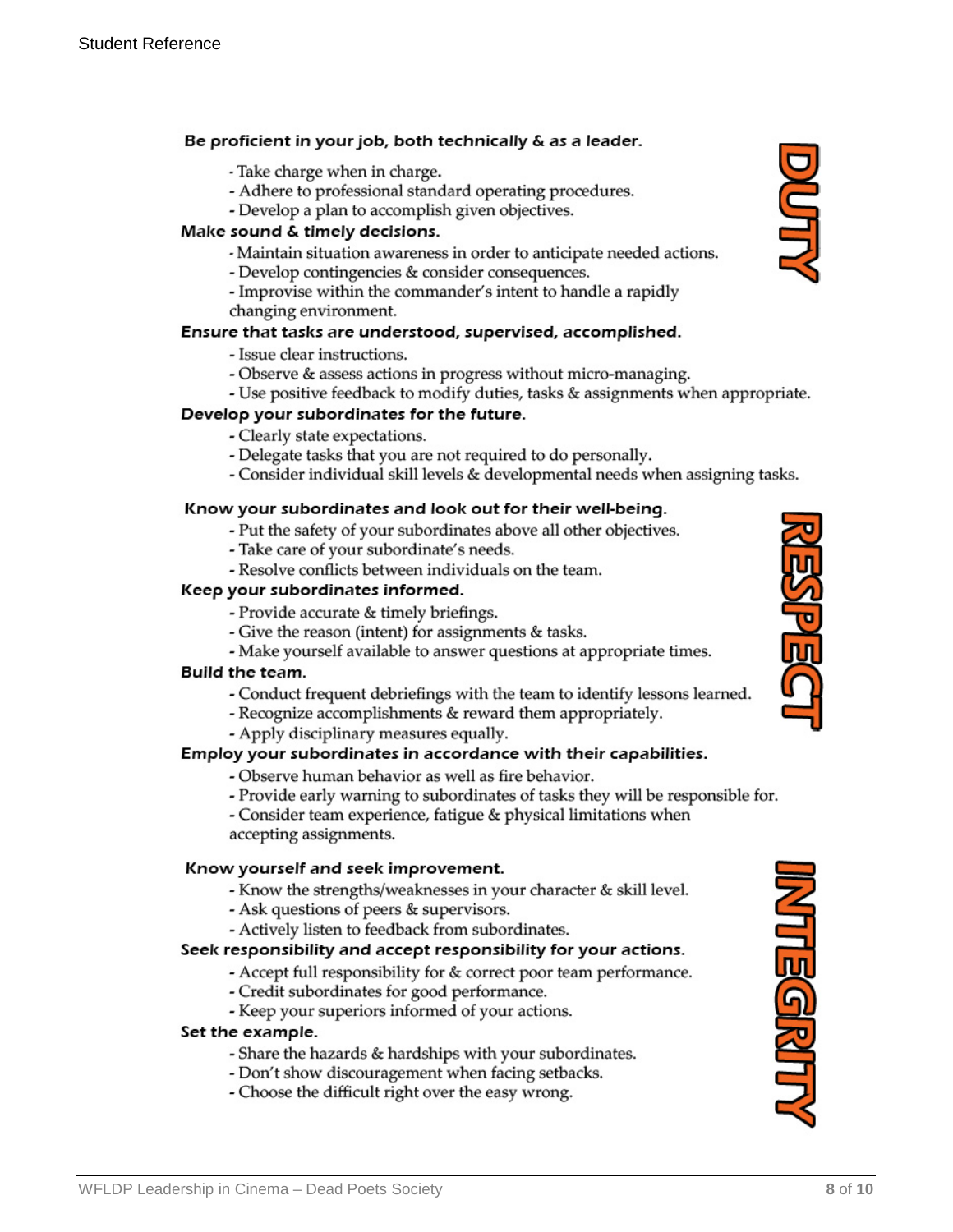Student Reference

## DUTY

**Be proficient in your job, both technically & as a leader.**

- Take charge when in charge.
- Adhere to professional standard operating procedures.
- Develop a plan to accomplish given objectives.

**Make sound & timely decisions.**

- Maintain situation awareness in order to anticipate needed actions.
- Develop contingencies & consider consequences.
- Improvise within the commander's intent to handle a rapidly changing environment.

**Ensure that tasks are understood, supervised, accomplished.**

- Issue clear instructions.
- Observe & assess actions in progress without micro-managing.
- Use positive feedback to modify duties, tasks & assignments when appropriate.

**Develop your subordinates for the future.**

- Clearly state expectations.
- Delegate tasks that you are not required to do personally.
- Consider individual skill levels & developmental needs when assigning tasks.

## RESPECT

**Know your subordinates and look out for their well-being.**

- Put the safety of your subordinates above all other objectives.
- Take care of your subordinate's needs.
- Resolve conflicts between individuals on the team.

**Keep your subordinates informed.**

- Provide accurate & timely briefings.
- Give the reason (intent) for assignments & tasks.
- Make yourself available to answer questions at appropriate times.

**Build the team.**

- Conduct frequent debriefings with the team to identify lessons learned.
- Recognize accomplishments & reward them appropriately.
- Apply disciplinary measures equally.

**Employ your subordinates in accordance with their capabilities.**

- Observe human behavior as well as fire behavior.
- Provide early warning to subordinates of tasks they will be responsible for.
- Consider team experience, fatigue & physical limitations when accepting assignments.

## INTEGRITY

**Know yourself and seek improvement.**

- Know the strengths/weaknesses in your character & skill level.
- Ask questions of peers & supervisors.
- Actively listen to feedback from subordinates.

**Seek responsibility and accept responsibility for your actions.**

- Accept full responsibility for & correct poor team performance.
- Credit subordinates for good performance.
- Keep your superiors informed of your actions.

**Set the example.**

- Share the hazards & hardships with your subordinates.
- Don't show discouragement when facing setbacks.
- Choose the difficult right over the easy wrong.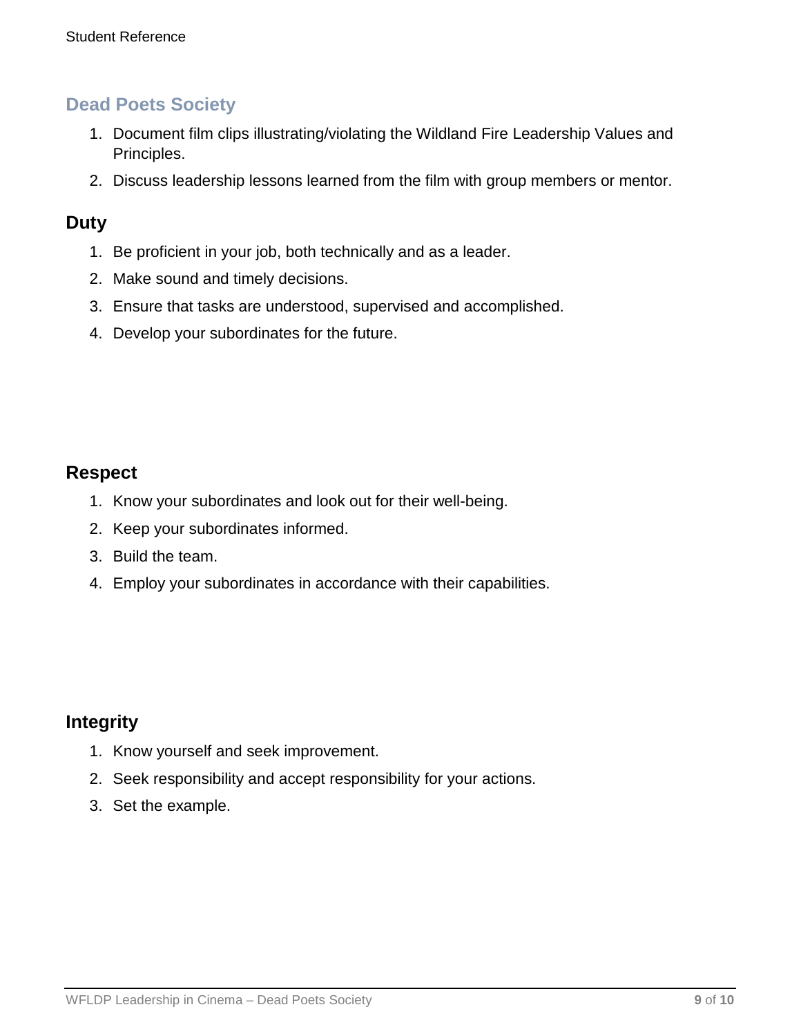## Dead Poets Society

1. Document film clips illustrating/violating the Wildland Fire Leadership Values and Principles.
2. Discuss leadership lessons learned from the film with group members or mentor.

### Duty

1. Be proficient in your job, both technically and as a leader.
2. Make sound and timely decisions.
3. Ensure that tasks are understood, supervised and accomplished.
4. Develop your subordinates for the future.

### Respect

1. Know your subordinates and look out for their well-being.
2. Keep your subordinates informed.
3. Build the team.
4. Employ your subordinates in accordance with their capabilities.

### Integrity

1. Know yourself and seek improvement.
2. Seek responsibility and accept responsibility for your actions.
3. Set the example.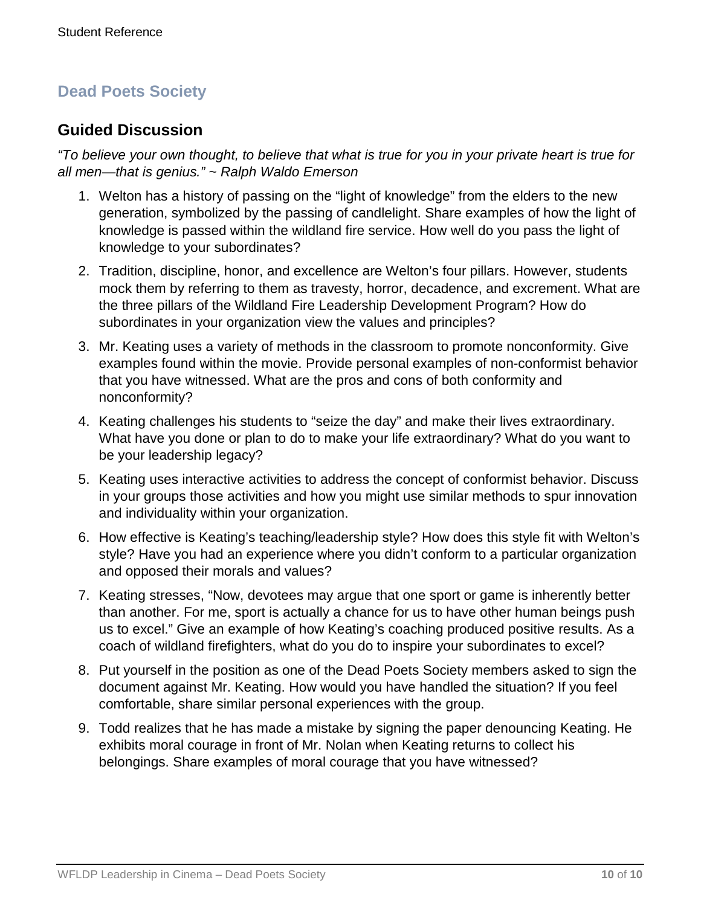## Dead Poets Society

### Guided Discussion

*"To believe your own thought, to believe that what is true for you in your private heart is true for all men—that is genius." ~ Ralph Waldo Emerson*

1. Welton has a history of passing on the "light of knowledge" from the elders to the new generation, symbolized by the passing of candlelight. Share examples of how the light of knowledge is passed within the wildland fire service. How well do you pass the light of knowledge to your subordinates?
2. Tradition, discipline, honor, and excellence are Welton's four pillars. However, students mock them by referring to them as travesty, horror, decadence, and excrement. What are the three pillars of the Wildland Fire Leadership Development Program? How do subordinates in your organization view the values and principles?
3. Mr. Keating uses a variety of methods in the classroom to promote nonconformity. Give examples found within the movie. Provide personal examples of non-conformist behavior that you have witnessed. What are the pros and cons of both conformity and nonconformity?
4. Keating challenges his students to "seize the day" and make their lives extraordinary. What have you done or plan to do to make your life extraordinary? What do you want to be your leadership legacy?
5. Keating uses interactive activities to address the concept of conformist behavior. Discuss in your groups those activities and how you might use similar methods to spur innovation and individuality within your organization.
6. How effective is Keating's teaching/leadership style? How does this style fit with Welton's style? Have you had an experience where you didn't conform to a particular organization and opposed their morals and values?
7. Keating stresses, "Now, devotees may argue that one sport or game is inherently better than another. For me, sport is actually a chance for us to have other human beings push us to excel." Give an example of how Keating's coaching produced positive results. As a coach of wildland firefighters, what do you do to inspire your subordinates to excel?
8. Put yourself in the position as one of the Dead Poets Society members asked to sign the document against Mr. Keating. How would you have handled the situation? If you feel comfortable, share similar personal experiences with the group.
9. Todd realizes that he has made a mistake by signing the paper denouncing Keating. He exhibits moral courage in front of Mr. Nolan when Keating returns to collect his belongings. Share examples of moral courage that you have witnessed?